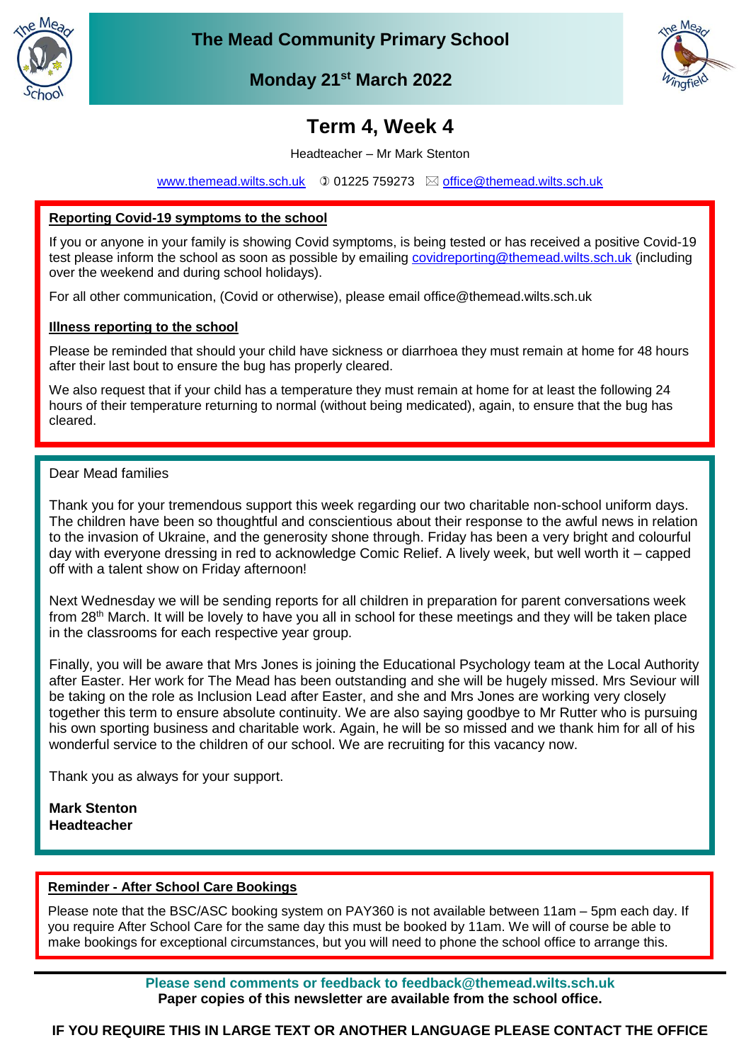# The Mead Community Primary School

**Monday 21st March 2022**

## Term 4, Week 4

Headteacher – Mr Mark Stenton

www.themead.wilts.sch.uk ✆ 01225 759273 ✉ office@themead.wilts.sch.uk

### Reporting Covid-19 symptoms to the school

If you or anyone in your family is showing Covid symptoms, is being tested or has received a positive Covid-19 test please inform the school as soon as possible by emailing covidreporting@themead.wilts.sch.uk (including over the weekend and during school holidays).

For all other communication, (Covid or otherwise), please email office@themead.wilts.sch.uk

### Illness reporting to the school

Please be reminded that should your child have sickness or diarrhoea they must remain at home for 48 hours after their last bout to ensure the bug has properly cleared.

We also request that if your child has a temperature they must remain at home for at least the following 24 hours of their temperature returning to normal (without being medicated), again, to ensure that the bug has cleared.

Dear Mead families

Thank you for your tremendous support this week regarding our two charitable non-school uniform days. The children have been so thoughtful and conscientious about their response to the awful news in relation to the invasion of Ukraine, and the generosity shone through. Friday has been a very bright and colourful day with everyone dressing in red to acknowledge Comic Relief. A lively week, but well worth it – capped off with a talent show on Friday afternoon!

Next Wednesday we will be sending reports for all children in preparation for parent conversations week from 28th March. It will be lovely to have you all in school for these meetings and they will be taken place in the classrooms for each respective year group.

Finally, you will be aware that Mrs Jones is joining the Educational Psychology team at the Local Authority after Easter. Her work for The Mead has been outstanding and she will be hugely missed. Mrs Seviour will be taking on the role as Inclusion Lead after Easter, and she and Mrs Jones are working very closely together this term to ensure absolute continuity. We are also saying goodbye to Mr Rutter who is pursuing his own sporting business and charitable work. Again, he will be so missed and we thank him for all of his wonderful service to the children of our school. We are recruiting for this vacancy now.

Thank you as always for your support.

**Mark Stenton**
**Headteacher**

### Reminder - After School Care Bookings

Please note that the BSC/ASC booking system on PAY360 is not available between 11am – 5pm each day. If you require After School Care for the same day this must be booked by 11am. We will of course be able to make bookings for exceptional circumstances, but you will need to phone the school office to arrange this.

**Please send comments or feedback to feedback@themead.wilts.sch.uk**
**Paper copies of this newsletter are available from the school office.**

**IF YOU REQUIRE THIS IN LARGE TEXT OR ANOTHER LANGUAGE PLEASE CONTACT THE OFFICE**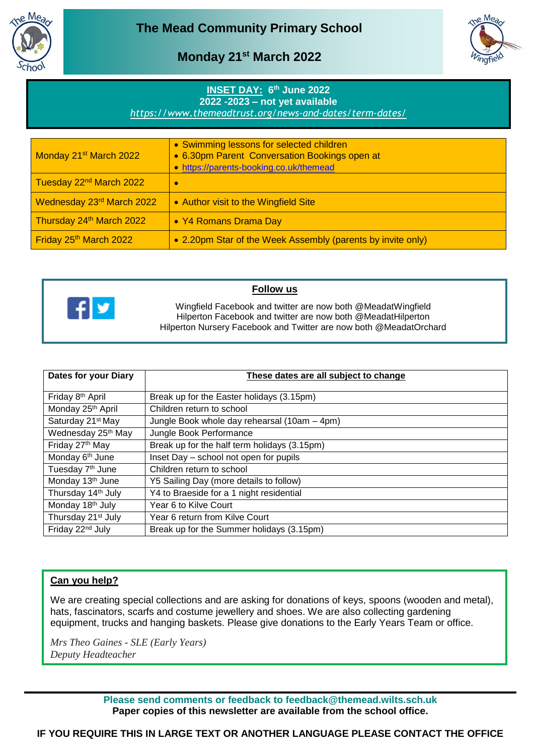# The Mead Community Primary School

## Monday 21st March 2022

**INSET DAY: 6th June 2022**
**2022 -2023 – not yet available**
*https://www.themeadtrust.org/news-and-dates/term-dates/*

| | |
|---|---|
| Monday 21st March 2022 | • Swimming lessons for selected children<br>• 6.30pm Parent Conversation Bookings open at<br>• https://parents-booking.co.uk/themead |
| Tuesday 22nd March 2022 | • |
| Wednesday 23rd March 2022 | • Author visit to the Wingfield Site |
| Thursday 24th March 2022 | • Y4 Romans Drama Day |
| Friday 25th March 2022 | • 2.20pm Star of the Week Assembly (parents by invite only) |

**Follow us**

Wingfield Facebook and twitter are now both @MeadatWingfield
Hilperton Facebook and twitter are now both @MeadatHilperton
Hilperton Nursery Facebook and Twitter are now both @MeadatOrchard

| **Dates for your Diary** | **These dates are all subject to change** |
|---|---|
| Friday 8th April | Break up for the Easter holidays (3.15pm) |
| Monday 25th April | Children return to school |
| Saturday 21st May | Jungle Book whole day rehearsal (10am – 4pm) |
| Wednesday 25th May | Jungle Book Performance |
| Friday 27th May | Break up for the half term holidays (3.15pm) |
| Monday 6th June | Inset Day – school not open for pupils |
| Tuesday 7th June | Children return to school |
| Monday 13th June | Y5 Sailing Day (more details to follow) |
| Thursday 14th July | Y4 to Braeside for a 1 night residential |
| Monday 18th July | Year 6 to Kilve Court |
| Thursday 21st July | Year 6 return from Kilve Court |
| Friday 22nd July | Break up for the Summer holidays (3.15pm) |

**Can you help?**

We are creating special collections and are asking for donations of keys, spoons (wooden and metal), hats, fascinators, scarfs and costume jewellery and shoes. We are also collecting gardening equipment, trucks and hanging baskets. Please give donations to the Early Years Team or office.

*Mrs Theo Gaines - SLE (Early Years)*
*Deputy Headteacher*

**Please send comments or feedback to feedback@themead.wilts.sch.uk**
**Paper copies of this newsletter are available from the school office.**

**IF YOU REQUIRE THIS IN LARGE TEXT OR ANOTHER LANGUAGE PLEASE CONTACT THE OFFICE**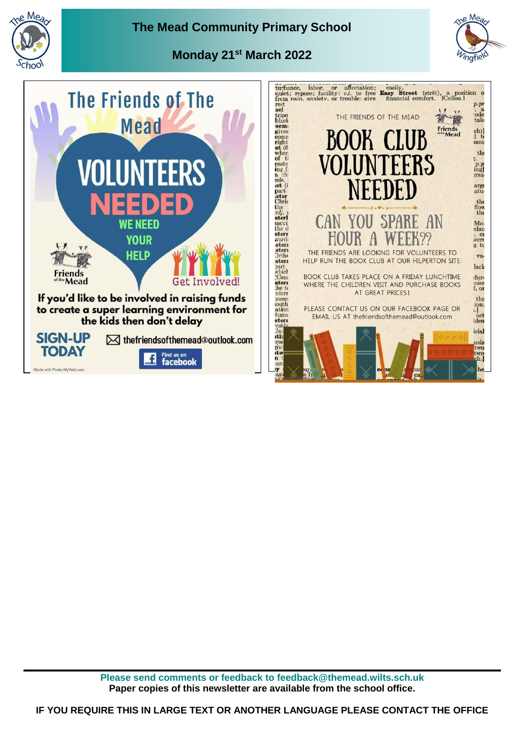# The Friends of The Mead

## VOLUNTEERS NEEDED

WE NEED YOUR HELP

Friends of the Mead

Get Involved!

If you'd like to be involved in raising funds to create a super learning environment for the kids then don't delay

**SIGN-UP TODAY**

thefriendsofthemead@outlook.com

Find us on facebook

Made with PosterMyWall.com

THE FRIENDS OF THE MEAD

## BOOK CLUB VOLUNTEERS NEEDED

### CAN YOU SPARE AN HOUR A WEEK??

THE FRIENDS ARE LOOKING FOR VOLUNTEERS TO HELP RUN THE BOOK CLUB AT OUR HILPERTON SITE.

BOOK CLUB TAKES PLACE ON A FRIDAY LUNCHTIME WHERE THE CHILDREN VISIT AND PURCHASE BOOKS AT GREAT PRICES!

PLEASE CONTACT US ON OUR FACEBOOK PAGE OR EMAIL US AT thefriendsofthemead@outlook.com

**Please send comments or feedback to feedback@themead.wilts.sch.uk**
**Paper copies of this newsletter are available from the school office.**

**IF YOU REQUIRE THIS IN LARGE TEXT OR ANOTHER LANGUAGE PLEASE CONTACT THE OFFICE**